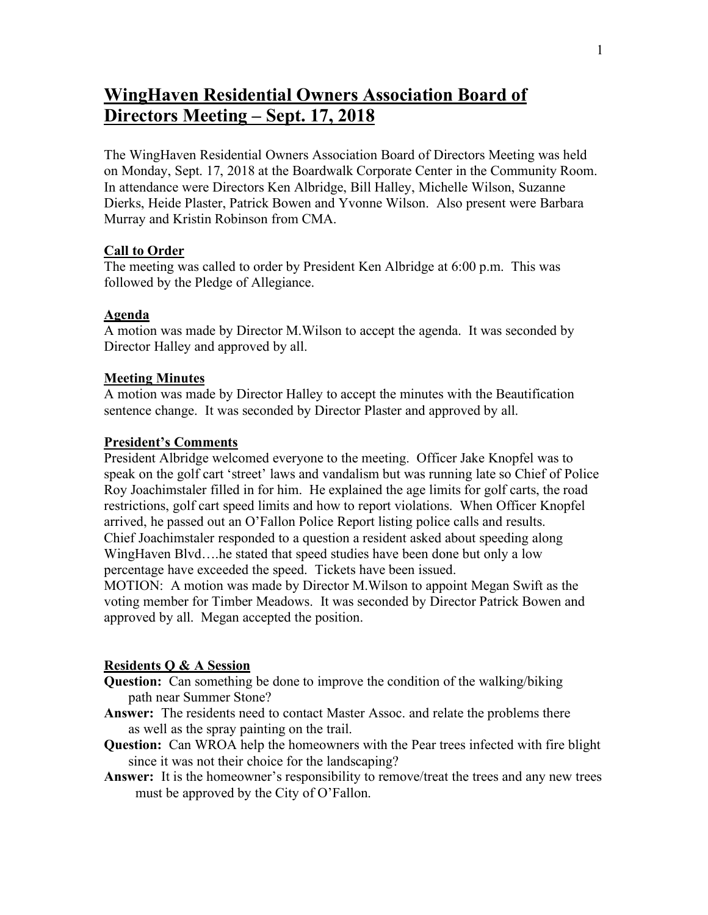# WingHaven Residential Owners Association Board of Directors Meeting – Sept. 17, 2018

The WingHaven Residential Owners Association Board of Directors Meeting was held on Monday, Sept. 17, 2018 at the Boardwalk Corporate Center in the Community Room. In attendance were Directors Ken Albridge, Bill Halley, Michelle Wilson, Suzanne Dierks, Heide Plaster, Patrick Bowen and Yvonne Wilson. Also present were Barbara Murray and Kristin Robinson from CMA.

**Call to Order**

The meeting was called to order by President Ken Albridge at 6:00 p.m. This was followed by the Pledge of Allegiance.

**Agenda**

A motion was made by Director M.Wilson to accept the agenda. It was seconded by Director Halley and approved by all.

**Meeting Minutes**

A motion was made by Director Halley to accept the minutes with the Beautification sentence change. It was seconded by Director Plaster and approved by all.

**President's Comments**

President Albridge welcomed everyone to the meeting. Officer Jake Knopfel was to speak on the golf cart 'street' laws and vandalism but was running late so Chief of Police Roy Joachimstaler filled in for him. He explained the age limits for golf carts, the road restrictions, golf cart speed limits and how to report violations. When Officer Knopfel arrived, he passed out an O'Fallon Police Report listing police calls and results. Chief Joachimstaler responded to a question a resident asked about speeding along WingHaven Blvd….he stated that speed studies have been done but only a low percentage have exceeded the speed. Tickets have been issued.

MOTION: A motion was made by Director M.Wilson to appoint Megan Swift as the voting member for Timber Meadows. It was seconded by Director Patrick Bowen and approved by all. Megan accepted the position.

**Residents Q & A Session**

**Question:** Can something be done to improve the condition of the walking/biking path near Summer Stone?

**Answer:** The residents need to contact Master Assoc. and relate the problems there as well as the spray painting on the trail.

**Question:** Can WROA help the homeowners with the Pear trees infected with fire blight since it was not their choice for the landscaping?

**Answer:** It is the homeowner's responsibility to remove/treat the trees and any new trees must be approved by the City of O'Fallon.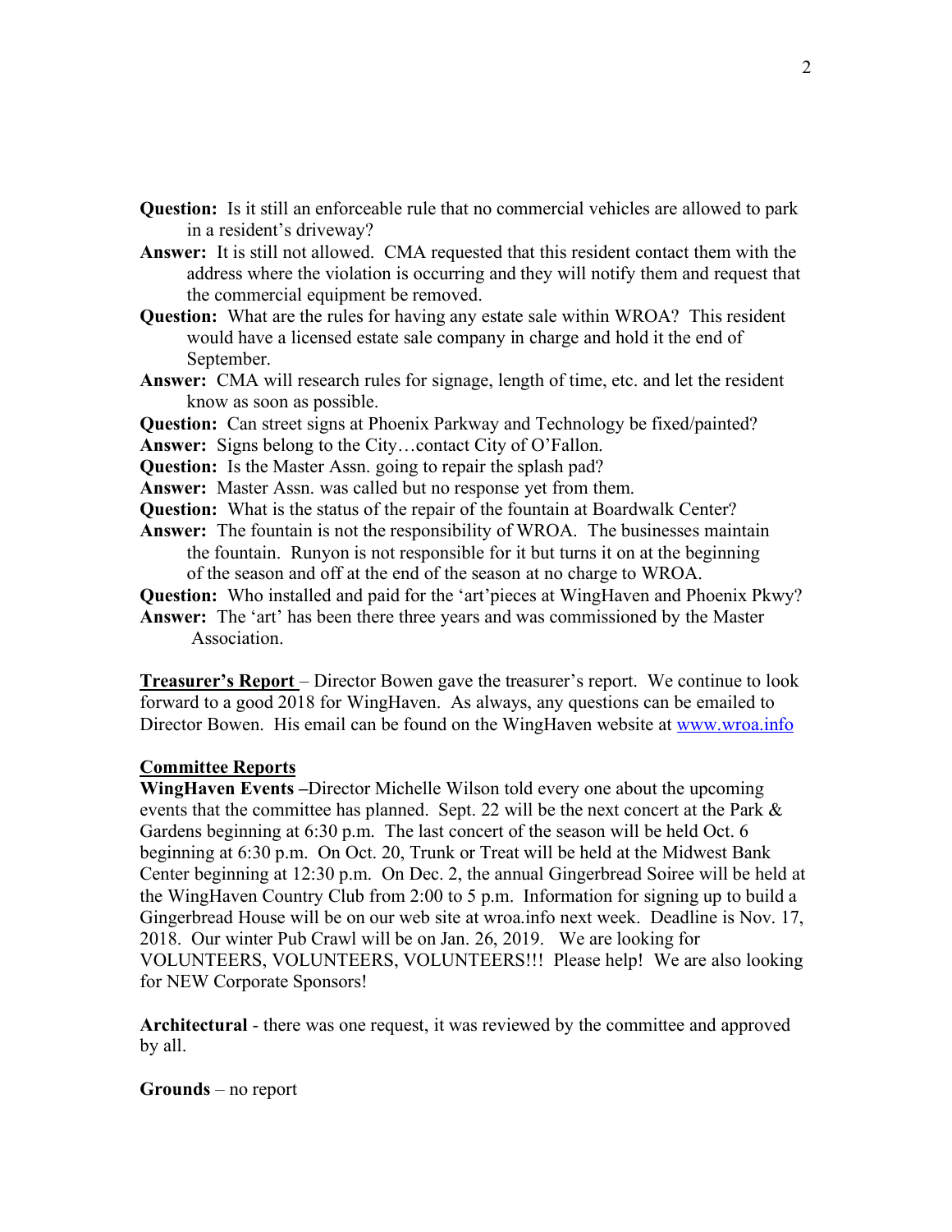**Question:** Is it still an enforceable rule that no commercial vehicles are allowed to park in a resident's driveway?

**Answer:** It is still not allowed. CMA requested that this resident contact them with the address where the violation is occurring and they will notify them and request that the commercial equipment be removed.

**Question:** What are the rules for having any estate sale within WROA? This resident would have a licensed estate sale company in charge and hold it the end of September.

**Answer:** CMA will research rules for signage, length of time, etc. and let the resident know as soon as possible.

**Question:** Can street signs at Phoenix Parkway and Technology be fixed/painted?

**Answer:** Signs belong to the City…contact City of O'Fallon.

**Question:** Is the Master Assn. going to repair the splash pad?

**Answer:** Master Assn. was called but no response yet from them.

**Question:** What is the status of the repair of the fountain at Boardwalk Center?

**Answer:** The fountain is not the responsibility of WROA. The businesses maintain the fountain. Runyon is not responsible for it but turns it on at the beginning of the season and off at the end of the season at no charge to WROA.

**Question:** Who installed and paid for the 'art'pieces at WingHaven and Phoenix Pkwy?

**Answer:** The 'art' has been there three years and was commissioned by the Master Association.

**Treasurer's Report** – Director Bowen gave the treasurer's report. We continue to look forward to a good 2018 for WingHaven. As always, any questions can be emailed to Director Bowen. His email can be found on the WingHaven website at www.wroa.info

**Committee Reports**

**WingHaven Events –**Director Michelle Wilson told every one about the upcoming events that the committee has planned. Sept. 22 will be the next concert at the Park & Gardens beginning at 6:30 p.m. The last concert of the season will be held Oct. 6 beginning at 6:30 p.m. On Oct. 20, Trunk or Treat will be held at the Midwest Bank Center beginning at 12:30 p.m. On Dec. 2, the annual Gingerbread Soiree will be held at the WingHaven Country Club from 2:00 to 5 p.m. Information for signing up to build a Gingerbread House will be on our web site at wroa.info next week. Deadline is Nov. 17, 2018. Our winter Pub Crawl will be on Jan. 26, 2019. We are looking for VOLUNTEERS, VOLUNTEERS, VOLUNTEERS!!! Please help! We are also looking for NEW Corporate Sponsors!

**Architectural** - there was one request, it was reviewed by the committee and approved by all.

**Grounds** – no report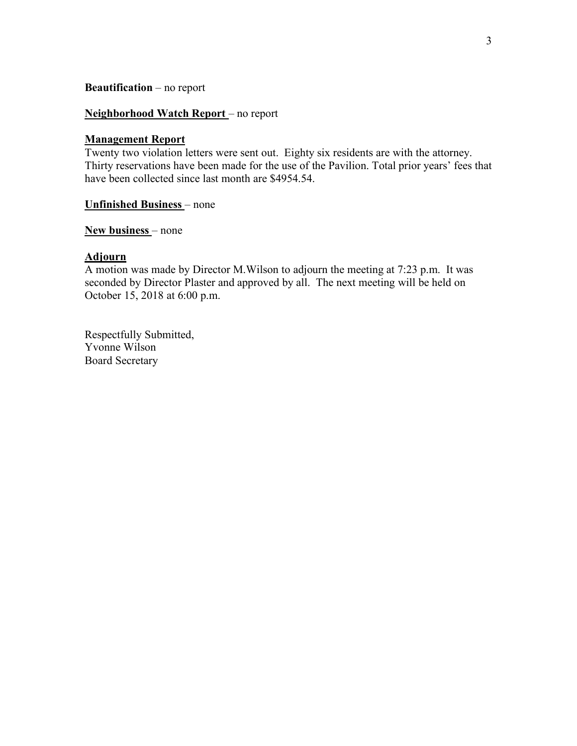**Beautification** – no report

**Neighborhood Watch Report** – no report

**Management Report**
Twenty two violation letters were sent out. Eighty six residents are with the attorney. Thirty reservations have been made for the use of the Pavilion. Total prior years' fees that have been collected since last month are $4954.54.

**Unfinished Business** – none

**New business** – none

**Adjourn**
A motion was made by Director M.Wilson to adjourn the meeting at 7:23 p.m. It was seconded by Director Plaster and approved by all. The next meeting will be held on October 15, 2018 at 6:00 p.m.

Respectfully Submitted,
Yvonne Wilson
Board Secretary